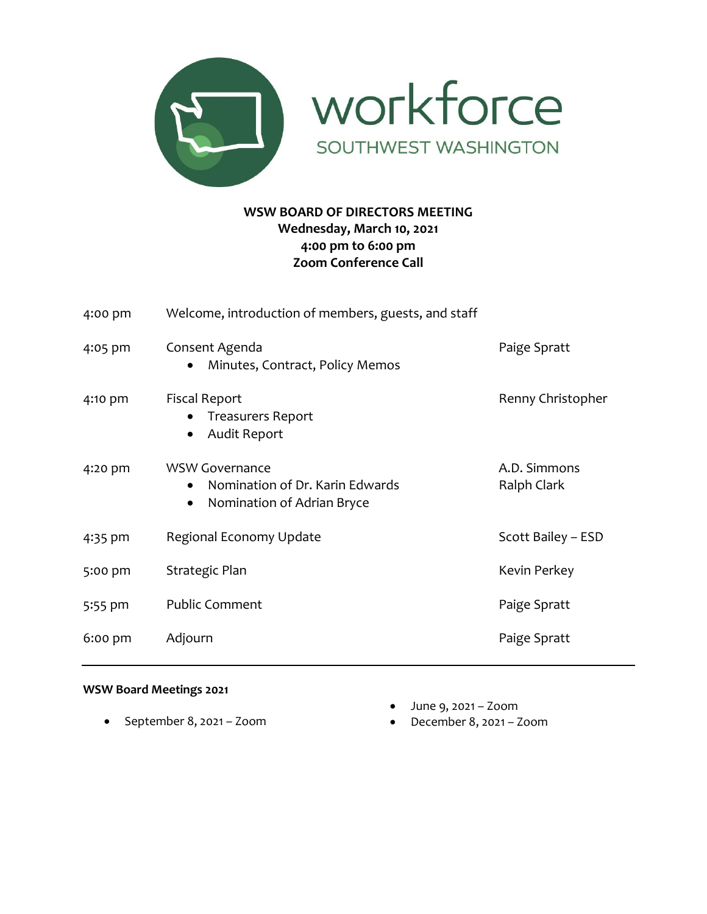workforce
SOUTHWEST WASHINGTON

**WSW BOARD OF DIRECTORS MEETING**
**Wednesday, March 10, 2021**
**4:00 pm to 6:00 pm**
**Zoom Conference Call**

| | | |
|---|---|---|
| 4:00 pm | Welcome, introduction of members, guests, and staff | |
| 4:05 pm | Consent Agenda<br>• Minutes, Contract, Policy Memos | Paige Spratt |
| 4:10 pm | Fiscal Report<br>• Treasurers Report<br>• Audit Report | Renny Christopher |
| 4:20 pm | WSW Governance<br>• Nomination of Dr. Karin Edwards<br>• Nomination of Adrian Bryce | A.D. Simmons<br>Ralph Clark |
| 4:35 pm | Regional Economy Update | Scott Bailey – ESD |
| 5:00 pm | Strategic Plan | Kevin Perkey |
| 5:55 pm | Public Comment | Paige Spratt |
| 6:00 pm | Adjourn | Paige Spratt |

**WSW Board Meetings 2021**

- June 9, 2021 – Zoom
- September 8, 2021 – Zoom
- December 8, 2021 – Zoom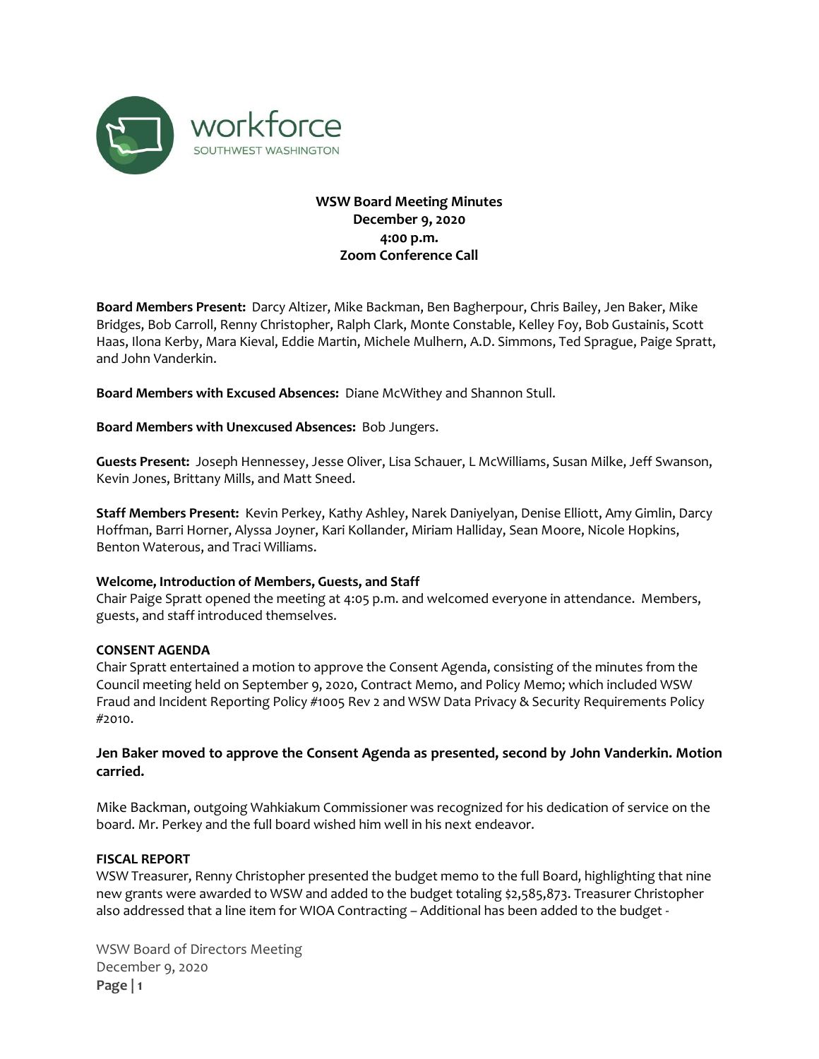# WSW Board Meeting Minutes
## December 9, 2020
## 4:00 p.m.
## Zoom Conference Call

**Board Members Present:** Darcy Altizer, Mike Backman, Ben Bagherpour, Chris Bailey, Jen Baker, Mike Bridges, Bob Carroll, Renny Christopher, Ralph Clark, Monte Constable, Kelley Foy, Bob Gustainis, Scott Haas, Ilona Kerby, Mara Kieval, Eddie Martin, Michele Mulhern, A.D. Simmons, Ted Sprague, Paige Spratt, and John Vanderkin.

**Board Members with Excused Absences:** Diane McWithey and Shannon Stull.

**Board Members with Unexcused Absences:** Bob Jungers.

**Guests Present:** Joseph Hennessey, Jesse Oliver, Lisa Schauer, L McWilliams, Susan Milke, Jeff Swanson, Kevin Jones, Brittany Mills, and Matt Sneed.

**Staff Members Present:** Kevin Perkey, Kathy Ashley, Narek Daniyelyan, Denise Elliott, Amy Gimlin, Darcy Hoffman, Barri Horner, Alyssa Joyner, Kari Kollander, Miriam Halliday, Sean Moore, Nicole Hopkins, Benton Waterous, and Traci Williams.

### Welcome, Introduction of Members, Guests, and Staff

Chair Paige Spratt opened the meeting at 4:05 p.m. and welcomed everyone in attendance. Members, guests, and staff introduced themselves.

### CONSENT AGENDA

Chair Spratt entertained a motion to approve the Consent Agenda, consisting of the minutes from the Council meeting held on September 9, 2020, Contract Memo, and Policy Memo; which included WSW Fraud and Incident Reporting Policy #1005 Rev 2 and WSW Data Privacy & Security Requirements Policy #2010.

**Jen Baker moved to approve the Consent Agenda as presented, second by John Vanderkin. Motion carried.**

Mike Backman, outgoing Wahkiakum Commissioner was recognized for his dedication of service on the board. Mr. Perkey and the full board wished him well in his next endeavor.

### FISCAL REPORT

WSW Treasurer, Renny Christopher presented the budget memo to the full Board, highlighting that nine new grants were awarded to WSW and added to the budget totaling $2,585,873. Treasurer Christopher also addressed that a line item for WIOA Contracting – Additional has been added to the budget -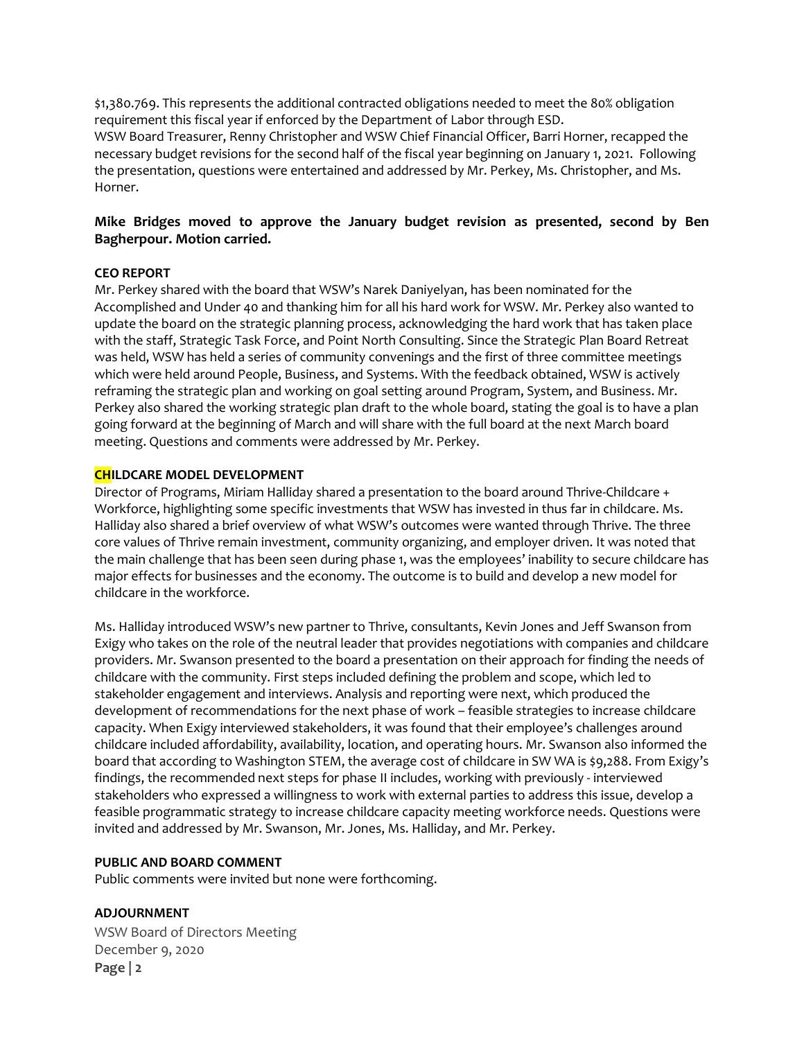$1,380.769. This represents the additional contracted obligations needed to meet the 80% obligation requirement this fiscal year if enforced by the Department of Labor through ESD.
WSW Board Treasurer, Renny Christopher and WSW Chief Financial Officer, Barri Horner, recapped the necessary budget revisions for the second half of the fiscal year beginning on January 1, 2021. Following the presentation, questions were entertained and addressed by Mr. Perkey, Ms. Christopher, and Ms. Horner.

**Mike Bridges moved to approve the January budget revision as presented, second by Ben Bagherpour. Motion carried.**

**CEO REPORT**
Mr. Perkey shared with the board that WSW's Narek Daniyelyan, has been nominated for the Accomplished and Under 40 and thanking him for all his hard work for WSW. Mr. Perkey also wanted to update the board on the strategic planning process, acknowledging the hard work that has taken place with the staff, Strategic Task Force, and Point North Consulting. Since the Strategic Plan Board Retreat was held, WSW has held a series of community convenings and the first of three committee meetings which were held around People, Business, and Systems. With the feedback obtained, WSW is actively reframing the strategic plan and working on goal setting around Program, System, and Business. Mr. Perkey also shared the working strategic plan draft to the whole board, stating the goal is to have a plan going forward at the beginning of March and will share with the full board at the next March board meeting. Questions and comments were addressed by Mr. Perkey.

**CHILDCARE MODEL DEVELOPMENT**
Director of Programs, Miriam Halliday shared a presentation to the board around Thrive-Childcare + Workforce, highlighting some specific investments that WSW has invested in thus far in childcare. Ms. Halliday also shared a brief overview of what WSW's outcomes were wanted through Thrive. The three core values of Thrive remain investment, community organizing, and employer driven. It was noted that the main challenge that has been seen during phase 1, was the employees' inability to secure childcare has major effects for businesses and the economy. The outcome is to build and develop a new model for childcare in the workforce.

Ms. Halliday introduced WSW's new partner to Thrive, consultants, Kevin Jones and Jeff Swanson from Exigy who takes on the role of the neutral leader that provides negotiations with companies and childcare providers. Mr. Swanson presented to the board a presentation on their approach for finding the needs of childcare with the community. First steps included defining the problem and scope, which led to stakeholder engagement and interviews. Analysis and reporting were next, which produced the development of recommendations for the next phase of work – feasible strategies to increase childcare capacity. When Exigy interviewed stakeholders, it was found that their employee's challenges around childcare included affordability, availability, location, and operating hours. Mr. Swanson also informed the board that according to Washington STEM, the average cost of childcare in SW WA is $9,288. From Exigy's findings, the recommended next steps for phase II includes, working with previously - interviewed stakeholders who expressed a willingness to work with external parties to address this issue, develop a feasible programmatic strategy to increase childcare capacity meeting workforce needs. Questions were invited and addressed by Mr. Swanson, Mr. Jones, Ms. Halliday, and Mr. Perkey.

**PUBLIC AND BOARD COMMENT**
Public comments were invited but none were forthcoming.

**ADJOURNMENT**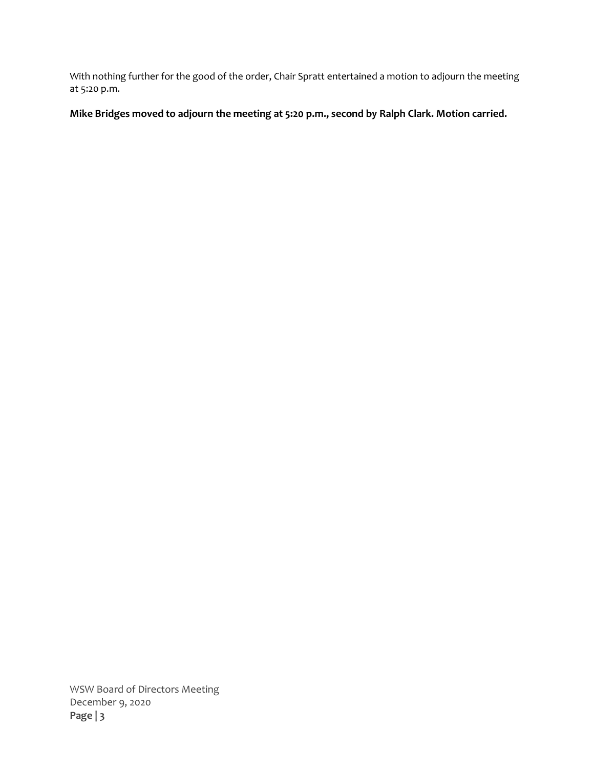With nothing further for the good of the order, Chair Spratt entertained a motion to adjourn the meeting at 5:20 p.m.

**Mike Bridges moved to adjourn the meeting at 5:20 p.m., second by Ralph Clark. Motion carried.**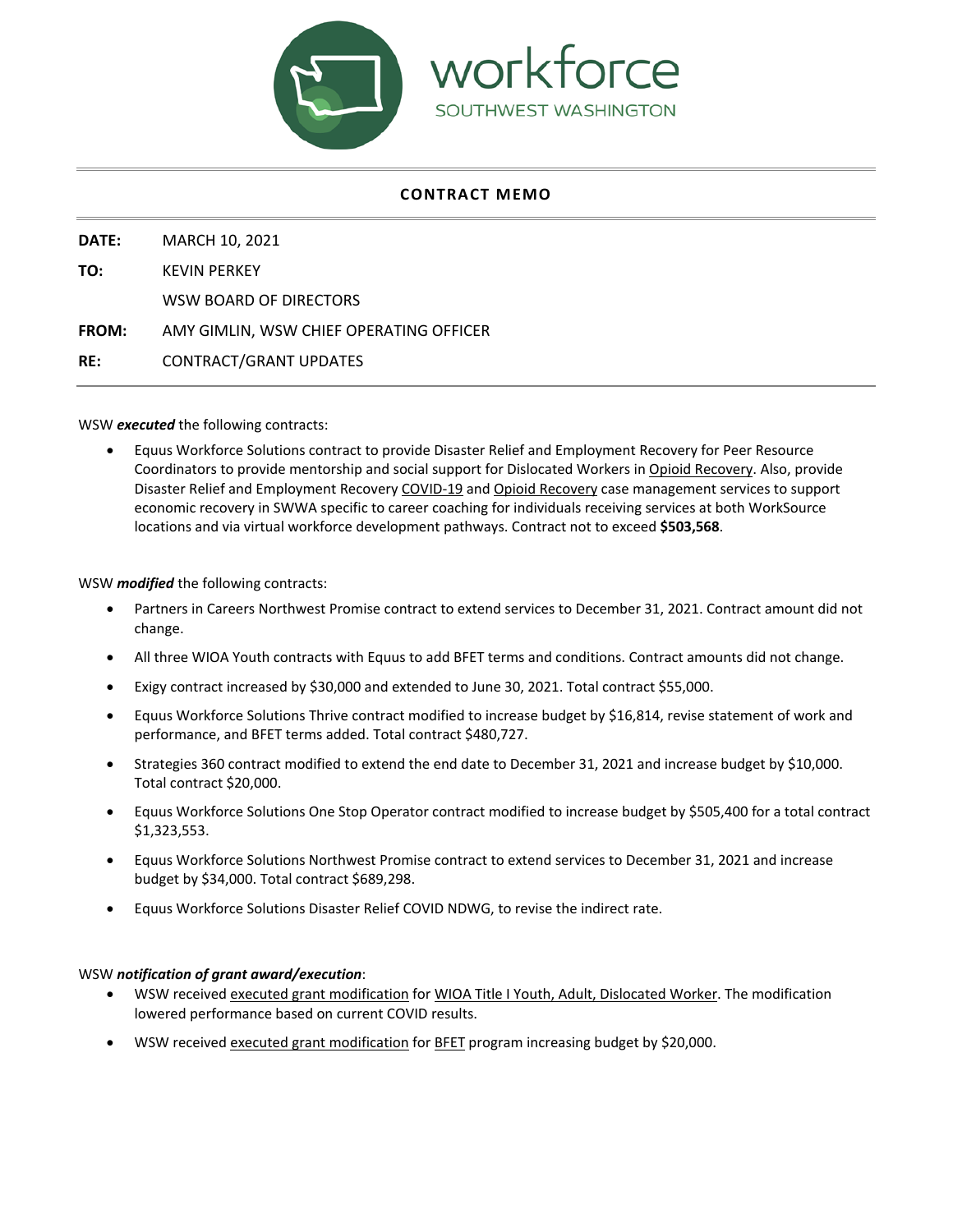workforce
SOUTHWEST WASHINGTON

## CONTRACT MEMO

**DATE:** MARCH 10, 2021

**TO:** KEVIN PERKEY
WSW BOARD OF DIRECTORS

**FROM:** AMY GIMLIN, WSW CHIEF OPERATING OFFICER

**RE:** CONTRACT/GRANT UPDATES

WSW ***executed*** the following contracts:

- Equus Workforce Solutions contract to provide Disaster Relief and Employment Recovery for Peer Resource Coordinators to provide mentorship and social support for Dislocated Workers in Opioid Recovery. Also, provide Disaster Relief and Employment Recovery COVID-19 and Opioid Recovery case management services to support economic recovery in SWWA specific to career coaching for individuals receiving services at both WorkSource locations and via virtual workforce development pathways. Contract not to exceed **$503,568**.

WSW ***modified*** the following contracts:

- Partners in Careers Northwest Promise contract to extend services to December 31, 2021. Contract amount did not change.
- All three WIOA Youth contracts with Equus to add BFET terms and conditions. Contract amounts did not change.
- Exigy contract increased by $30,000 and extended to June 30, 2021. Total contract $55,000.
- Equus Workforce Solutions Thrive contract modified to increase budget by $16,814, revise statement of work and performance, and BFET terms added. Total contract $480,727.
- Strategies 360 contract modified to extend the end date to December 31, 2021 and increase budget by $10,000. Total contract $20,000.
- Equus Workforce Solutions One Stop Operator contract modified to increase budget by $505,400 for a total contract $1,323,553.
- Equus Workforce Solutions Northwest Promise contract to extend services to December 31, 2021 and increase budget by $34,000. Total contract $689,298.
- Equus Workforce Solutions Disaster Relief COVID NDWG, to revise the indirect rate.

WSW ***notification of grant award/execution***:

- WSW received executed grant modification for WIOA Title I Youth, Adult, Dislocated Worker. The modification lowered performance based on current COVID results.
- WSW received executed grant modification for BFET program increasing budget by $20,000.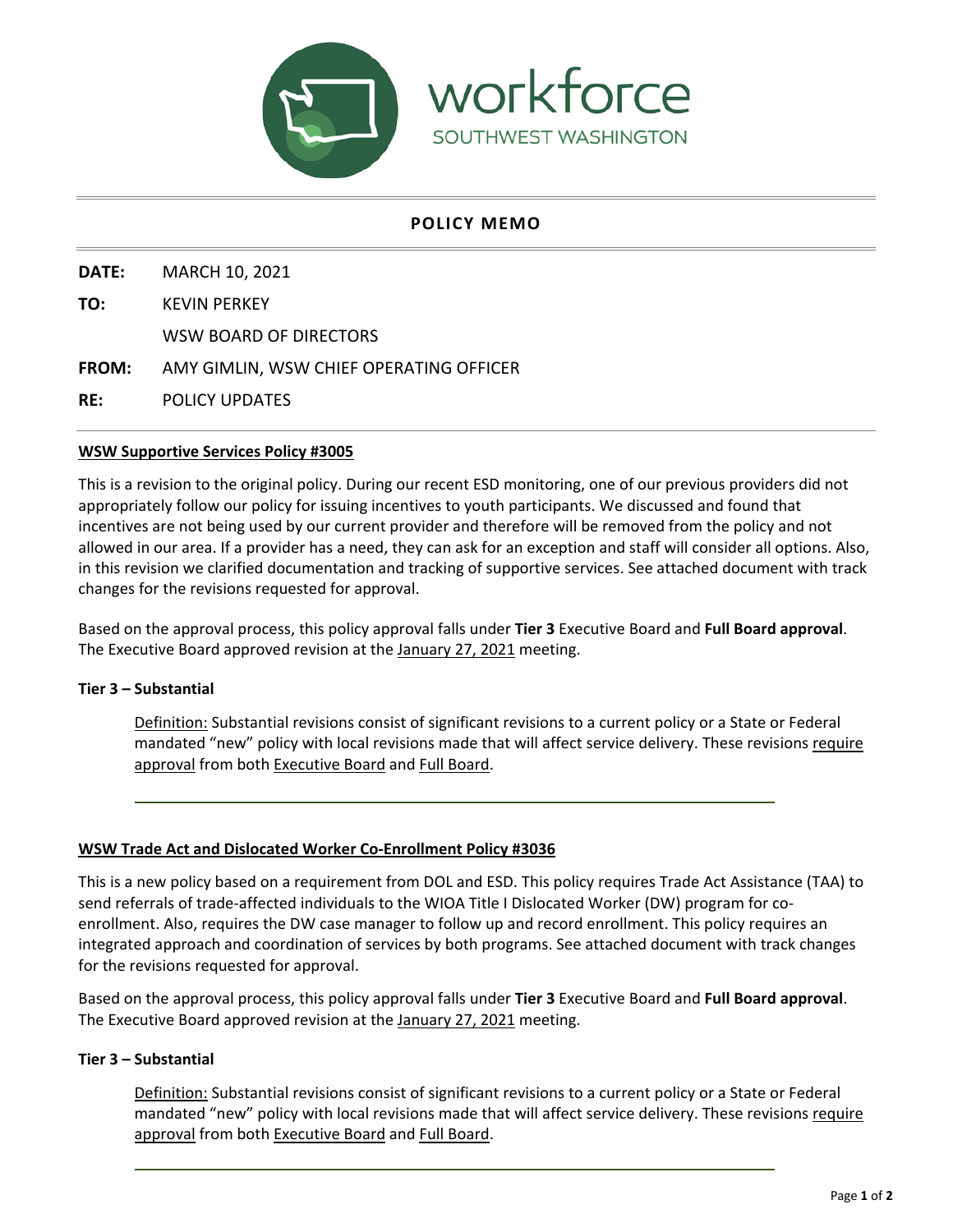workforce
SOUTHWEST WASHINGTON

## POLICY MEMO

**DATE:** MARCH 10, 2021

**TO:** KEVIN PERKEY

WSW BOARD OF DIRECTORS

**FROM:** AMY GIMLIN, WSW CHIEF OPERATING OFFICER

**RE:** POLICY UPDATES

---

### WSW Supportive Services Policy #3005

This is a revision to the original policy. During our recent ESD monitoring, one of our previous providers did not appropriately follow our policy for issuing incentives to youth participants. We discussed and found that incentives are not being used by our current provider and therefore will be removed from the policy and not allowed in our area. If a provider has a need, they can ask for an exception and staff will consider all options. Also, in this revision we clarified documentation and tracking of supportive services. See attached document with track changes for the revisions requested for approval.

Based on the approval process, this policy approval falls under **Tier 3** Executive Board and **Full Board approval**. The Executive Board approved revision at the January 27, 2021 meeting.

**Tier 3 – Substantial**

> Definition: Substantial revisions consist of significant revisions to a current policy or a State or Federal mandated "new" policy with local revisions made that will affect service delivery. These revisions require approval from both Executive Board and Full Board.

---

### WSW Trade Act and Dislocated Worker Co-Enrollment Policy #3036

This is a new policy based on a requirement from DOL and ESD. This policy requires Trade Act Assistance (TAA) to send referrals of trade-affected individuals to the WIOA Title I Dislocated Worker (DW) program for co-enrollment. Also, requires the DW case manager to follow up and record enrollment. This policy requires an integrated approach and coordination of services by both programs. See attached document with track changes for the revisions requested for approval.

Based on the approval process, this policy approval falls under **Tier 3** Executive Board and **Full Board approval**. The Executive Board approved revision at the January 27, 2021 meeting.

**Tier 3 – Substantial**

> Definition: Substantial revisions consist of significant revisions to a current policy or a State or Federal mandated "new" policy with local revisions made that will affect service delivery. These revisions require approval from both Executive Board and Full Board.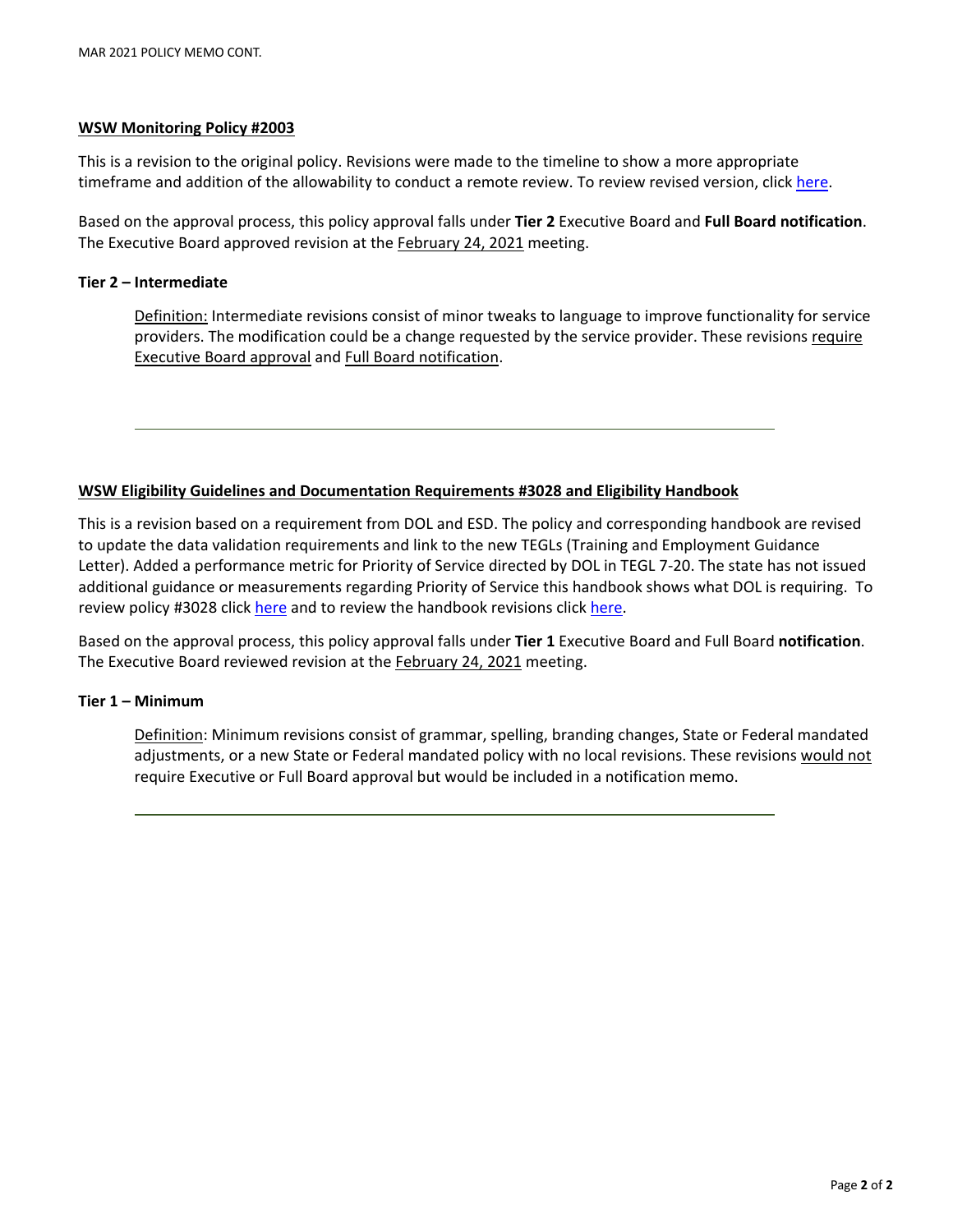**<u>WSW Monitoring Policy #2003</u>**

This is a revision to the original policy. Revisions were made to the timeline to show a more appropriate timeframe and addition of the allowability to conduct a remote review. To review revised version, click here.

Based on the approval process, this policy approval falls under **Tier 2** Executive Board and **Full Board notification**. The Executive Board approved revision at the <u>February 24, 2021</u> meeting.

**Tier 2 – Intermediate**

> <u>Definition:</u> Intermediate revisions consist of minor tweaks to language to improve functionality for service providers. The modification could be a change requested by the service provider. These revisions <u>require Executive Board approval</u> and <u>Full Board notification</u>.

---

**<u>WSW Eligibility Guidelines and Documentation Requirements #3028 and Eligibility Handbook</u>**

This is a revision based on a requirement from DOL and ESD. The policy and corresponding handbook are revised to update the data validation requirements and link to the new TEGLs (Training and Employment Guidance Letter). Added a performance metric for Priority of Service directed by DOL in TEGL 7-20. The state has not issued additional guidance or measurements regarding Priority of Service this handbook shows what DOL is requiring. To review policy #3028 click here and to review the handbook revisions click here.

Based on the approval process, this policy approval falls under **Tier 1** Executive Board and Full Board **notification**. The Executive Board reviewed revision at the <u>February 24, 2021</u> meeting.

**Tier 1 – Minimum**

> <u>Definition</u>: Minimum revisions consist of grammar, spelling, branding changes, State or Federal mandated adjustments, or a new State or Federal mandated policy with no local revisions. These revisions <u>would not</u> require Executive or Full Board approval but would be included in a notification memo.

---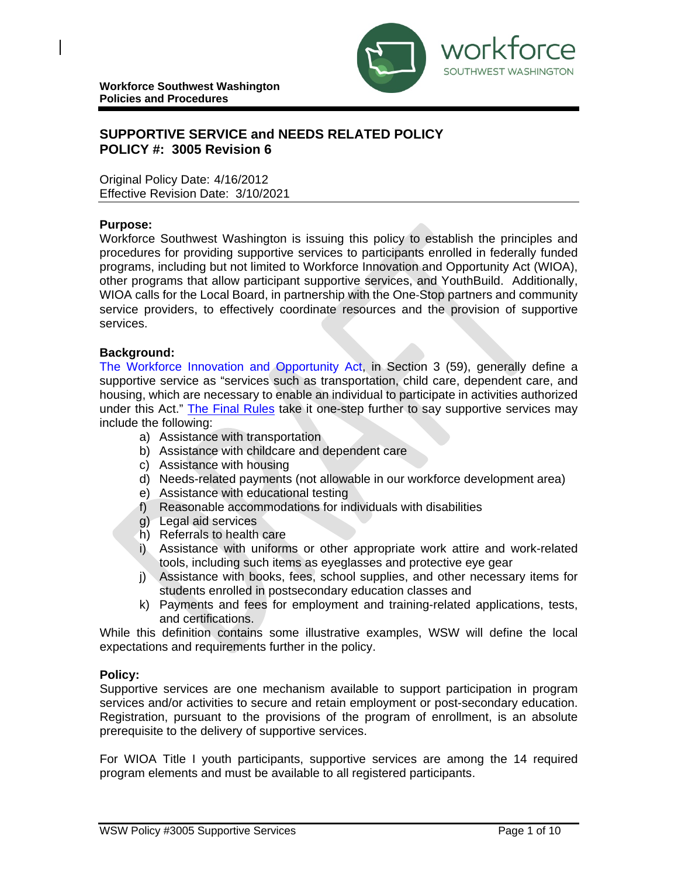**Workforce Southwest Washington**
**Policies and Procedures**

## SUPPORTIVE SERVICE and NEEDS RELATED POLICY
## POLICY #: 3005 Revision 6

Original Policy Date: 4/16/2012
Effective Revision Date: 3/10/2021

### Purpose:

Workforce Southwest Washington is issuing this policy to establish the principles and procedures for providing supportive services to participants enrolled in federally funded programs, including but not limited to Workforce Innovation and Opportunity Act (WIOA), other programs that allow participant supportive services, and YouthBuild. Additionally, WIOA calls for the Local Board, in partnership with the One-Stop partners and community service providers, to effectively coordinate resources and the provision of supportive services.

### Background:

The Workforce Innovation and Opportunity Act, in Section 3 (59), generally define a supportive service as "services such as transportation, child care, dependent care, and housing, which are necessary to enable an individual to participate in activities authorized under this Act." The Final Rules take it one-step further to say supportive services may include the following:

a) Assistance with transportation
b) Assistance with childcare and dependent care
c) Assistance with housing
d) Needs-related payments (not allowable in our workforce development area)
e) Assistance with educational testing
f) Reasonable accommodations for individuals with disabilities
g) Legal aid services
h) Referrals to health care
i) Assistance with uniforms or other appropriate work attire and work-related tools, including such items as eyeglasses and protective eye gear
j) Assistance with books, fees, school supplies, and other necessary items for students enrolled in postsecondary education classes and
k) Payments and fees for employment and training-related applications, tests, and certifications.

While this definition contains some illustrative examples, WSW will define the local expectations and requirements further in the policy.

### Policy:

Supportive services are one mechanism available to support participation in program services and/or activities to secure and retain employment or post-secondary education. Registration, pursuant to the provisions of the program of enrollment, is an absolute prerequisite to the delivery of supportive services.

For WIOA Title I youth participants, supportive services are among the 14 required program elements and must be available to all registered participants.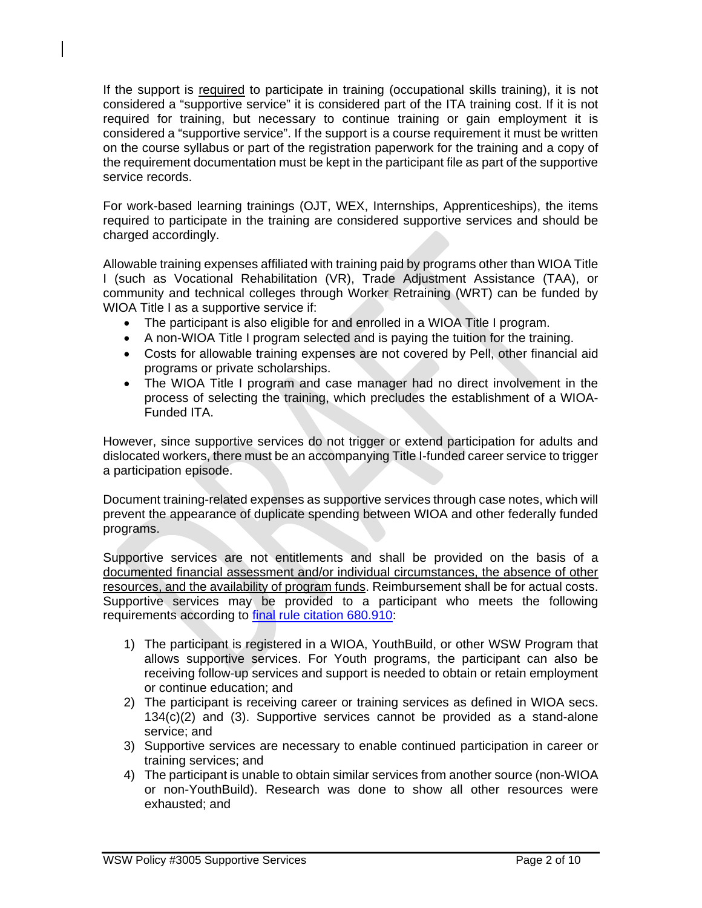If the support is required to participate in training (occupational skills training), it is not considered a "supportive service" it is considered part of the ITA training cost. If it is not required for training, but necessary to continue training or gain employment it is considered a "supportive service". If the support is a course requirement it must be written on the course syllabus or part of the registration paperwork for the training and a copy of the requirement documentation must be kept in the participant file as part of the supportive service records.

For work-based learning trainings (OJT, WEX, Internships, Apprenticeships), the items required to participate in the training are considered supportive services and should be charged accordingly.

Allowable training expenses affiliated with training paid by programs other than WIOA Title I (such as Vocational Rehabilitation (VR), Trade Adjustment Assistance (TAA), or community and technical colleges through Worker Retraining (WRT) can be funded by WIOA Title I as a supportive service if:

- The participant is also eligible for and enrolled in a WIOA Title I program.
- A non-WIOA Title I program selected and is paying the tuition for the training.
- Costs for allowable training expenses are not covered by Pell, other financial aid programs or private scholarships.
- The WIOA Title I program and case manager had no direct involvement in the process of selecting the training, which precludes the establishment of a WIOA-Funded ITA.

However, since supportive services do not trigger or extend participation for adults and dislocated workers, there must be an accompanying Title I-funded career service to trigger a participation episode.

Document training-related expenses as supportive services through case notes, which will prevent the appearance of duplicate spending between WIOA and other federally funded programs.

Supportive services are not entitlements and shall be provided on the basis of a documented financial assessment and/or individual circumstances, the absence of other resources, and the availability of program funds. Reimbursement shall be for actual costs. Supportive services may be provided to a participant who meets the following requirements according to [final rule citation 680.910]:

1) The participant is registered in a WIOA, YouthBuild, or other WSW Program that allows supportive services. For Youth programs, the participant can also be receiving follow-up services and support is needed to obtain or retain employment or continue education; and
2) The participant is receiving career or training services as defined in WIOA secs. 134(c)(2) and (3). Supportive services cannot be provided as a stand-alone service; and
3) Supportive services are necessary to enable continued participation in career or training services; and
4) The participant is unable to obtain similar services from another source (non-WIOA or non-YouthBuild). Research was done to show all other resources were exhausted; and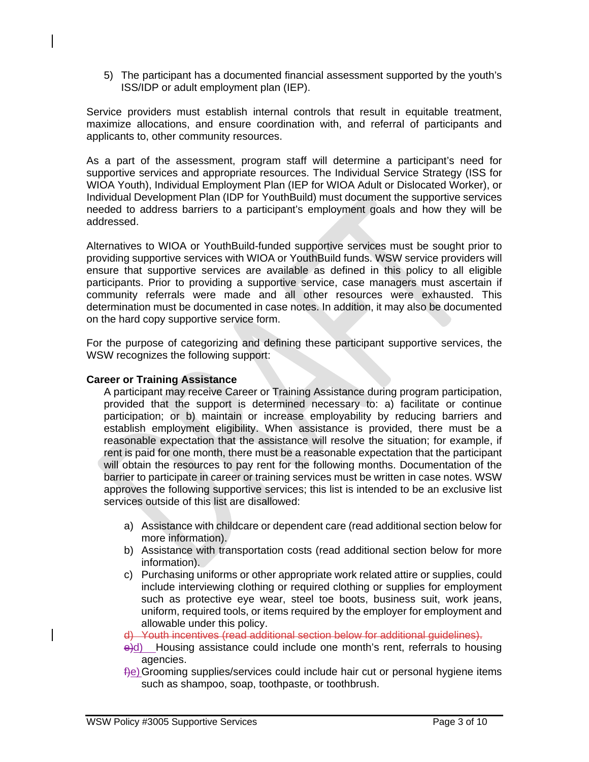5) The participant has a documented financial assessment supported by the youth's ISS/IDP or adult employment plan (IEP).

Service providers must establish internal controls that result in equitable treatment, maximize allocations, and ensure coordination with, and referral of participants and applicants to, other community resources.

As a part of the assessment, program staff will determine a participant's need for supportive services and appropriate resources. The Individual Service Strategy (ISS for WIOA Youth), Individual Employment Plan (IEP for WIOA Adult or Dislocated Worker), or Individual Development Plan (IDP for YouthBuild) must document the supportive services needed to address barriers to a participant's employment goals and how they will be addressed.

Alternatives to WIOA or YouthBuild-funded supportive services must be sought prior to providing supportive services with WIOA or YouthBuild funds. WSW service providers will ensure that supportive services are available as defined in this policy to all eligible participants. Prior to providing a supportive service, case managers must ascertain if community referrals were made and all other resources were exhausted. This determination must be documented in case notes. In addition, it may also be documented on the hard copy supportive service form.

For the purpose of categorizing and defining these participant supportive services, the WSW recognizes the following support:

**Career or Training Assistance**

A participant may receive Career or Training Assistance during program participation, provided that the support is determined necessary to: a) facilitate or continue participation; or b) maintain or increase employability by reducing barriers and establish employment eligibility. When assistance is provided, there must be a reasonable expectation that the assistance will resolve the situation; for example, if rent is paid for one month, there must be a reasonable expectation that the participant will obtain the resources to pay rent for the following months. Documentation of the barrier to participate in career or training services must be written in case notes. WSW approves the following supportive services; this list is intended to be an exclusive list services outside of this list are disallowed:

a) Assistance with childcare or dependent care (read additional section below for more information).
b) Assistance with transportation costs (read additional section below for more information).
c) Purchasing uniforms or other appropriate work related attire or supplies, could include interviewing clothing or required clothing or supplies for employment such as protective eye wear, steel toe boots, business suit, work jeans, uniform, required tools, or items required by the employer for employment and allowable under this policy.
~~d) Youth incentives (read additional section below for additional guidelines).~~
~~e)~~d) Housing assistance could include one month's rent, referrals to housing agencies.
~~f)~~e) Grooming supplies/services could include hair cut or personal hygiene items such as shampoo, soap, toothpaste, or toothbrush.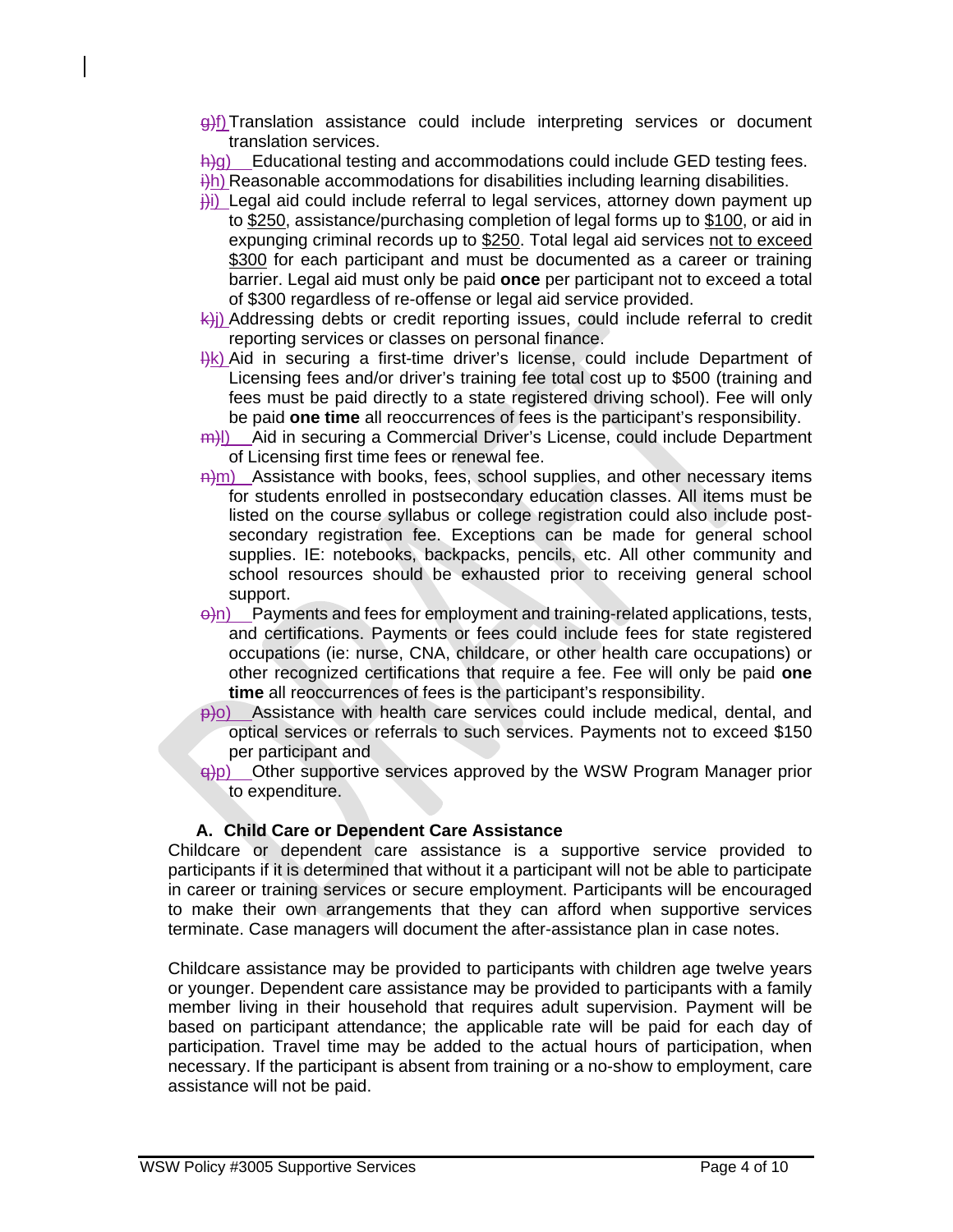g)f) Translation assistance could include interpreting services or document translation services.

h)g) Educational testing and accommodations could include GED testing fees.

i)h) Reasonable accommodations for disabilities including learning disabilities.

j)i) Legal aid could include referral to legal services, attorney down payment up to $250, assistance/purchasing completion of legal forms up to $100, or aid in expunging criminal records up to $250. Total legal aid services not to exceed $300 for each participant and must be documented as a career or training barrier. Legal aid must only be paid **once** per participant not to exceed a total of $300 regardless of re-offense or legal aid service provided.

k)j) Addressing debts or credit reporting issues, could include referral to credit reporting services or classes on personal finance.

l)k) Aid in securing a first-time driver's license, could include Department of Licensing fees and/or driver's training fee total cost up to $500 (training and fees must be paid directly to a state registered driving school). Fee will only be paid **one time** all reoccurrences of fees is the participant's responsibility.

m)l) Aid in securing a Commercial Driver's License, could include Department of Licensing first time fees or renewal fee.

n)m) Assistance with books, fees, school supplies, and other necessary items for students enrolled in postsecondary education classes. All items must be listed on the course syllabus or college registration could also include post-secondary registration fee. Exceptions can be made for general school supplies. IE: notebooks, backpacks, pencils, etc. All other community and school resources should be exhausted prior to receiving general school support.

o)n) Payments and fees for employment and training-related applications, tests, and certifications. Payments or fees could include fees for state registered occupations (ie: nurse, CNA, childcare, or other health care occupations) or other recognized certifications that require a fee. Fee will only be paid **one time** all reoccurrences of fees is the participant's responsibility.

p)o) Assistance with health care services could include medical, dental, and optical services or referrals to such services. Payments not to exceed $150 per participant and

q)p) Other supportive services approved by the WSW Program Manager prior to expenditure.

### A. Child Care or Dependent Care Assistance

Childcare or dependent care assistance is a supportive service provided to participants if it is determined that without it a participant will not be able to participate in career or training services or secure employment. Participants will be encouraged to make their own arrangements that they can afford when supportive services terminate. Case managers will document the after-assistance plan in case notes.

Childcare assistance may be provided to participants with children age twelve years or younger. Dependent care assistance may be provided to participants with a family member living in their household that requires adult supervision. Payment will be based on participant attendance; the applicable rate will be paid for each day of participation. Travel time may be added to the actual hours of participation, when necessary. If the participant is absent from training or a no-show to employment, care assistance will not be paid.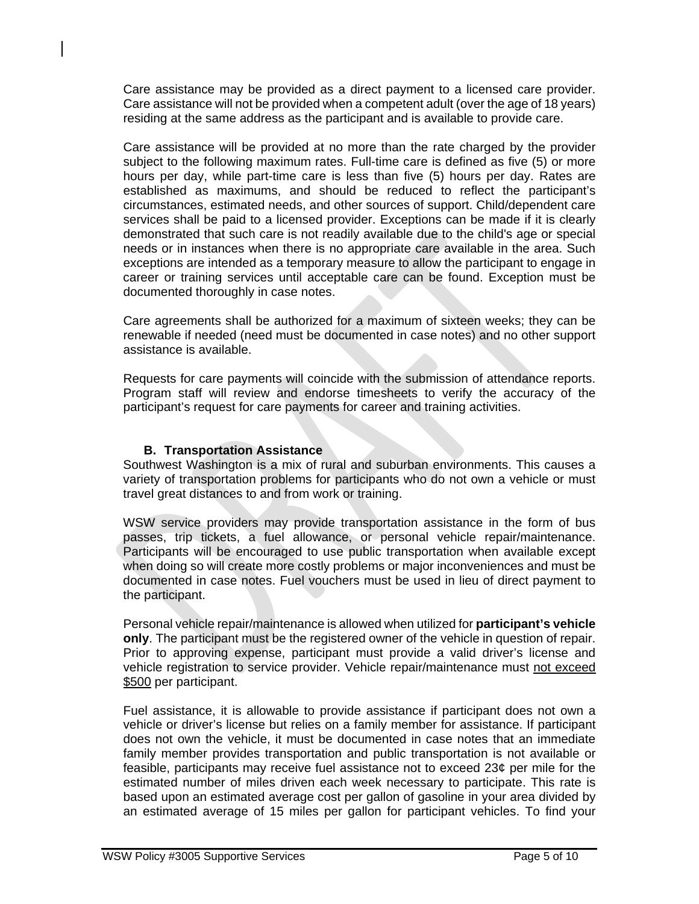Care assistance may be provided as a direct payment to a licensed care provider. Care assistance will not be provided when a competent adult (over the age of 18 years) residing at the same address as the participant and is available to provide care.

Care assistance will be provided at no more than the rate charged by the provider subject to the following maximum rates. Full-time care is defined as five (5) or more hours per day, while part-time care is less than five (5) hours per day. Rates are established as maximums, and should be reduced to reflect the participant's circumstances, estimated needs, and other sources of support. Child/dependent care services shall be paid to a licensed provider. Exceptions can be made if it is clearly demonstrated that such care is not readily available due to the child's age or special needs or in instances when there is no appropriate care available in the area. Such exceptions are intended as a temporary measure to allow the participant to engage in career or training services until acceptable care can be found. Exception must be documented thoroughly in case notes.

Care agreements shall be authorized for a maximum of sixteen weeks; they can be renewable if needed (need must be documented in case notes) and no other support assistance is available.

Requests for care payments will coincide with the submission of attendance reports. Program staff will review and endorse timesheets to verify the accuracy of the participant's request for care payments for career and training activities.

### B. Transportation Assistance

Southwest Washington is a mix of rural and suburban environments. This causes a variety of transportation problems for participants who do not own a vehicle or must travel great distances to and from work or training.

WSW service providers may provide transportation assistance in the form of bus passes, trip tickets, a fuel allowance, or personal vehicle repair/maintenance. Participants will be encouraged to use public transportation when available except when doing so will create more costly problems or major inconveniences and must be documented in case notes. Fuel vouchers must be used in lieu of direct payment to the participant.

Personal vehicle repair/maintenance is allowed when utilized for **participant's vehicle only**. The participant must be the registered owner of the vehicle in question of repair. Prior to approving expense, participant must provide a valid driver's license and vehicle registration to service provider. Vehicle repair/maintenance must <u>not exceed $500</u> per participant.

Fuel assistance, it is allowable to provide assistance if participant does not own a vehicle or driver's license but relies on a family member for assistance. If participant does not own the vehicle, it must be documented in case notes that an immediate family member provides transportation and public transportation is not available or feasible, participants may receive fuel assistance not to exceed 23¢ per mile for the estimated number of miles driven each week necessary to participate. This rate is based upon an estimated average cost per gallon of gasoline in your area divided by an estimated average of 15 miles per gallon for participant vehicles. To find your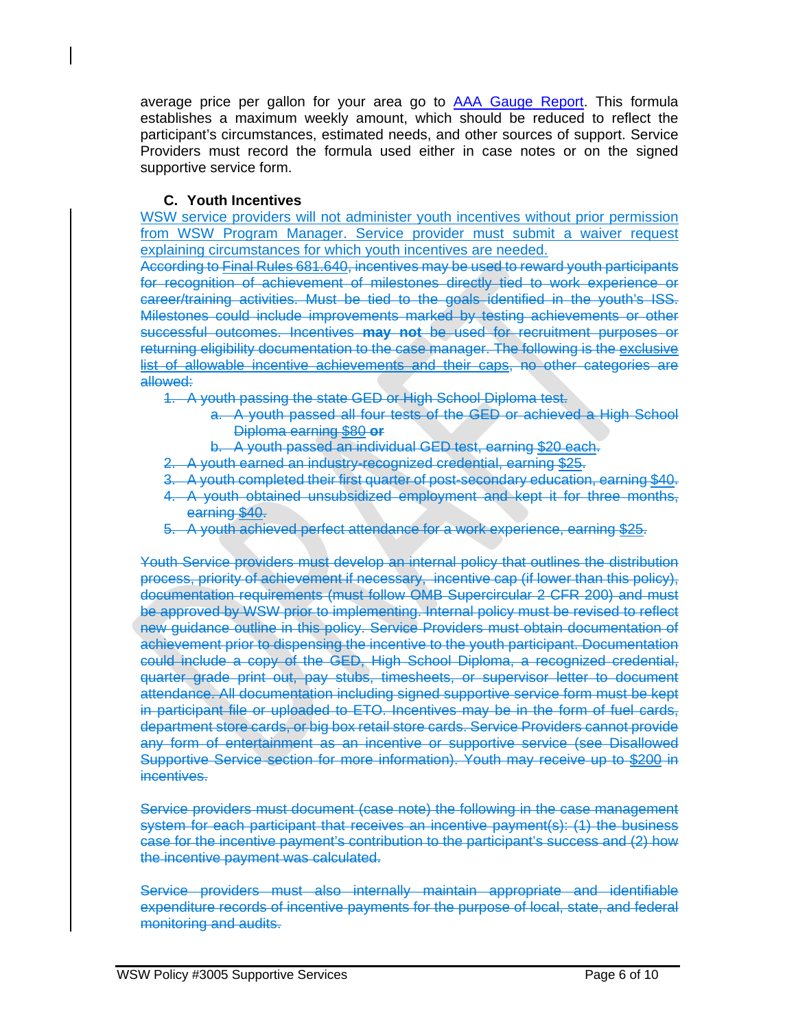average price per gallon for your area go to AAA Gauge Report. This formula establishes a maximum weekly amount, which should be reduced to reflect the participant's circumstances, estimated needs, and other sources of support. Service Providers must record the formula used either in case notes or on the signed supportive service form.

### C. Youth Incentives

WSW service providers will not administer youth incentives without prior permission from WSW Program Manager. Service provider must submit a waiver request explaining circumstances for which youth incentives are needed.

~~According to Final Rules 681.640, incentives may be used to reward youth participants for recognition of achievement of milestones directly tied to work experience or career/training activities. Must be tied to the goals identified in the youth's ISS. Milestones could include improvements marked by testing achievements or other successful outcomes. Incentives **may not** be used for recruitment purposes or returning eligibility documentation to the case manager. The following is the exclusive list of allowable incentive achievements and their caps, no other categories are allowed:~~

1. ~~A youth passing the state GED or High School Diploma test.~~
   a. ~~A youth passed all four tests of the GED or achieved a High School Diploma earning $80 **or**~~
   b. ~~A youth passed an individual GED test, earning $20 each.~~
2. ~~A youth earned an industry-recognized credential, earning $25.~~
3. ~~A youth completed their first quarter of post-secondary education, earning $40.~~
4. ~~A youth obtained unsubsidized employment and kept it for three months, earning $40.~~
5. ~~A youth achieved perfect attendance for a work experience, earning $25.~~

~~Youth Service providers must develop an internal policy that outlines the distribution process, priority of achievement if necessary, incentive cap (if lower than this policy), documentation requirements (must follow OMB Supercircular 2 CFR 200) and must be approved by WSW prior to implementing. Internal policy must be revised to reflect new guidance outline in this policy. Service Providers must obtain documentation of achievement prior to dispensing the incentive to the youth participant. Documentation could include a copy of the GED, High School Diploma, a recognized credential, quarter grade print out, pay stubs, timesheets, or supervisor letter to document attendance. All documentation including signed supportive service form must be kept in participant file or uploaded to ETO. Incentives may be in the form of fuel cards, department store cards, or big box retail store cards. Service Providers cannot provide any form of entertainment as an incentive or supportive service (see Disallowed Supportive Service section for more information). Youth may receive up to $200 in incentives.~~

~~Service providers must document (case note) the following in the case management system for each participant that receives an incentive payment(s): (1) the business case for the incentive payment's contribution to the participant's success and (2) how the incentive payment was calculated.~~

~~Service providers must also internally maintain appropriate and identifiable expenditure records of incentive payments for the purpose of local, state, and federal monitoring and audits.~~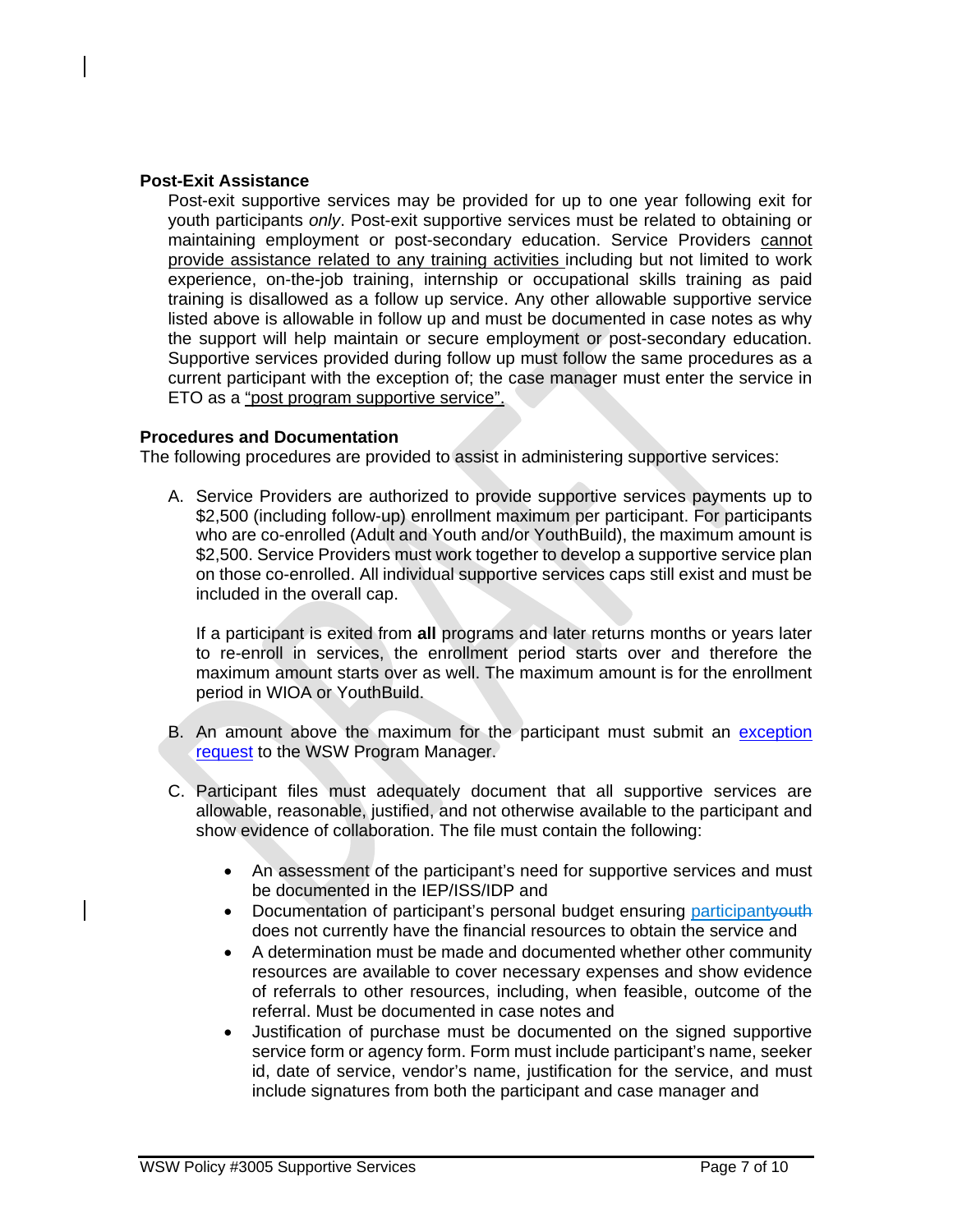### Post-Exit Assistance

Post-exit supportive services may be provided for up to one year following exit for youth participants *only*. Post-exit supportive services must be related to obtaining or maintaining employment or post-secondary education. Service Providers cannot provide assistance related to any training activities including but not limited to work experience, on-the-job training, internship or occupational skills training as paid training is disallowed as a follow up service. Any other allowable supportive service listed above is allowable in follow up and must be documented in case notes as why the support will help maintain or secure employment or post-secondary education. Supportive services provided during follow up must follow the same procedures as a current participant with the exception of; the case manager must enter the service in ETO as a "post program supportive service".

### Procedures and Documentation

The following procedures are provided to assist in administering supportive services:

A. Service Providers are authorized to provide supportive services payments up to $2,500 (including follow-up) enrollment maximum per participant. For participants who are co-enrolled (Adult and Youth and/or YouthBuild), the maximum amount is $2,500. Service Providers must work together to develop a supportive service plan on those co-enrolled. All individual supportive services caps still exist and must be included in the overall cap.

   If a participant is exited from **all** programs and later returns months or years later to re-enroll in services, the enrollment period starts over and therefore the maximum amount starts over as well. The maximum amount is for the enrollment period in WIOA or YouthBuild.

B. An amount above the maximum for the participant must submit an exception request to the WSW Program Manager.

C. Participant files must adequately document that all supportive services are allowable, reasonable, justified, and not otherwise available to the participant and show evidence of collaboration. The file must contain the following:

   - An assessment of the participant's need for supportive services and must be documented in the IEP/ISS/IDP and
   - Documentation of participant's personal budget ensuring participant~~youth~~ does not currently have the financial resources to obtain the service and
   - A determination must be made and documented whether other community resources are available to cover necessary expenses and show evidence of referrals to other resources, including, when feasible, outcome of the referral. Must be documented in case notes and
   - Justification of purchase must be documented on the signed supportive service form or agency form. Form must include participant's name, seeker id, date of service, vendor's name, justification for the service, and must include signatures from both the participant and case manager and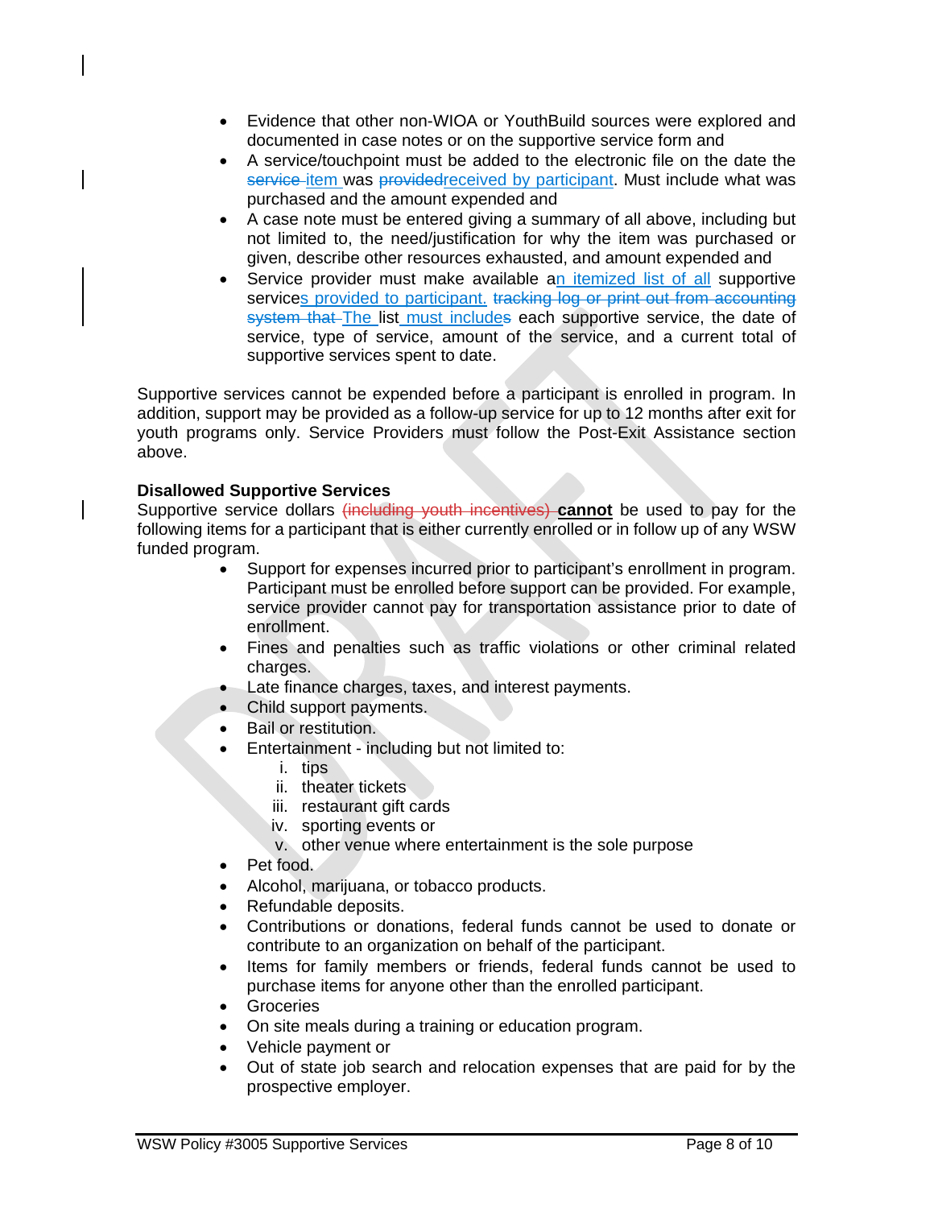- Evidence that other non-WIOA or YouthBuild sources were explored and documented in case notes or on the supportive service form and
- A service/touchpoint must be added to the electronic file on the date the ~~service~~ item was ~~provided~~received by participant. Must include what was purchased and the amount expended and
- A case note must be entered giving a summary of all above, including but not limited to, the need/justification for why the item was purchased or given, describe other resources exhausted, and amount expended and
- Service provider must make available an itemized list of all supportive services provided to participant. ~~tracking log or print out from accounting system that~~ The list must include~~s~~ each supportive service, the date of service, type of service, amount of the service, and a current total of supportive services spent to date.

Supportive services cannot be expended before a participant is enrolled in program. In addition, support may be provided as a follow-up service for up to 12 months after exit for youth programs only. Service Providers must follow the Post-Exit Assistance section above.

**Disallowed Supportive Services**

Supportive service dollars ~~(including youth incentives)~~ **cannot** be used to pay for the following items for a participant that is either currently enrolled or in follow up of any WSW funded program.

- Support for expenses incurred prior to participant's enrollment in program. Participant must be enrolled before support can be provided. For example, service provider cannot pay for transportation assistance prior to date of enrollment.
- Fines and penalties such as traffic violations or other criminal related charges.
- Late finance charges, taxes, and interest payments.
- Child support payments.
- Bail or restitution.
- Entertainment - including but not limited to:
  - i. tips
  - ii. theater tickets
  - iii. restaurant gift cards
  - iv. sporting events or
  - v. other venue where entertainment is the sole purpose
- Pet food.
- Alcohol, marijuana, or tobacco products.
- Refundable deposits.
- Contributions or donations, federal funds cannot be used to donate or contribute to an organization on behalf of the participant.
- Items for family members or friends, federal funds cannot be used to purchase items for anyone other than the enrolled participant.
- Groceries
- On site meals during a training or education program.
- Vehicle payment or
- Out of state job search and relocation expenses that are paid for by the prospective employer.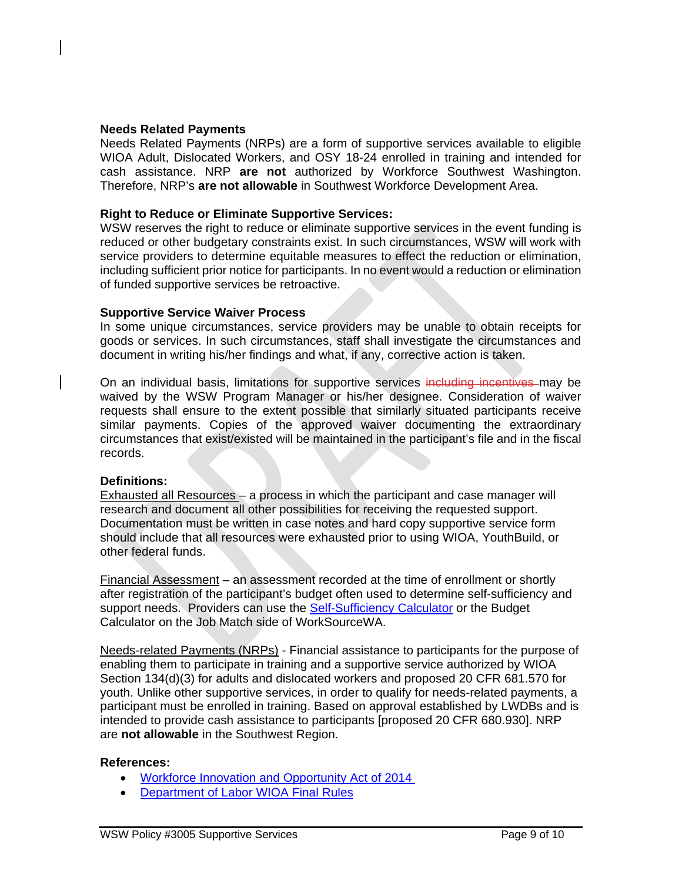**Needs Related Payments**

Needs Related Payments (NRPs) are a form of supportive services available to eligible WIOA Adult, Dislocated Workers, and OSY 18-24 enrolled in training and intended for cash assistance. NRP **are not** authorized by Workforce Southwest Washington. Therefore, NRP's **are not allowable** in Southwest Workforce Development Area.

**Right to Reduce or Eliminate Supportive Services:**

WSW reserves the right to reduce or eliminate supportive services in the event funding is reduced or other budgetary constraints exist. In such circumstances, WSW will work with service providers to determine equitable measures to effect the reduction or elimination, including sufficient prior notice for participants. In no event would a reduction or elimination of funded supportive services be retroactive.

**Supportive Service Waiver Process**

In some unique circumstances, service providers may be unable to obtain receipts for goods or services. In such circumstances, staff shall investigate the circumstances and document in writing his/her findings and what, if any, corrective action is taken.

On an individual basis, limitations for supportive services ~~including incentives~~ may be waived by the WSW Program Manager or his/her designee. Consideration of waiver requests shall ensure to the extent possible that similarly situated participants receive similar payments. Copies of the approved waiver documenting the extraordinary circumstances that exist/existed will be maintained in the participant's file and in the fiscal records.

**Definitions:**

Exhausted all Resources – a process in which the participant and case manager will research and document all other possibilities for receiving the requested support. Documentation must be written in case notes and hard copy supportive service form should include that all resources were exhausted prior to using WIOA, YouthBuild, or other federal funds.

Financial Assessment – an assessment recorded at the time of enrollment or shortly after registration of the participant's budget often used to determine self-sufficiency and support needs. Providers can use the Self-Sufficiency Calculator or the Budget Calculator on the Job Match side of WorkSourceWA.

Needs-related Payments (NRPs) - Financial assistance to participants for the purpose of enabling them to participate in training and a supportive service authorized by WIOA Section 134(d)(3) for adults and dislocated workers and proposed 20 CFR 681.570 for youth. Unlike other supportive services, in order to qualify for needs-related payments, a participant must be enrolled in training. Based on approval established by LWDBs and is intended to provide cash assistance to participants [proposed 20 CFR 680.930]. NRP are **not allowable** in the Southwest Region.

**References:**

- Workforce Innovation and Opportunity Act of 2014
- Department of Labor WIOA Final Rules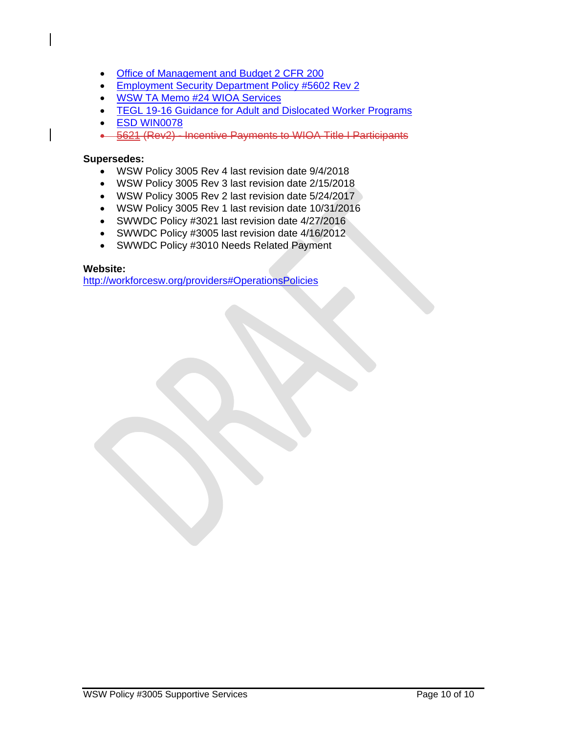- Office of Management and Budget 2 CFR 200
- Employment Security Department Policy #5602 Rev 2
- WSW TA Memo #24 WIOA Services
- TEGL 19-16 Guidance for Adult and Dislocated Worker Programs
- ESD WIN0078
- ~~5621 (Rev2) - Incentive Payments to WIOA Title I Participants~~

**Supersedes:**

- WSW Policy 3005 Rev 4 last revision date 9/4/2018
- WSW Policy 3005 Rev 3 last revision date 2/15/2018
- WSW Policy 3005 Rev 2 last revision date 5/24/2017
- WSW Policy 3005 Rev 1 last revision date 10/31/2016
- SWWDC Policy #3021 last revision date 4/27/2016
- SWWDC Policy #3005 last revision date 4/16/2012
- SWWDC Policy #3010 Needs Related Payment

**Website:**
http://workforcesw.org/providers#OperationsPolicies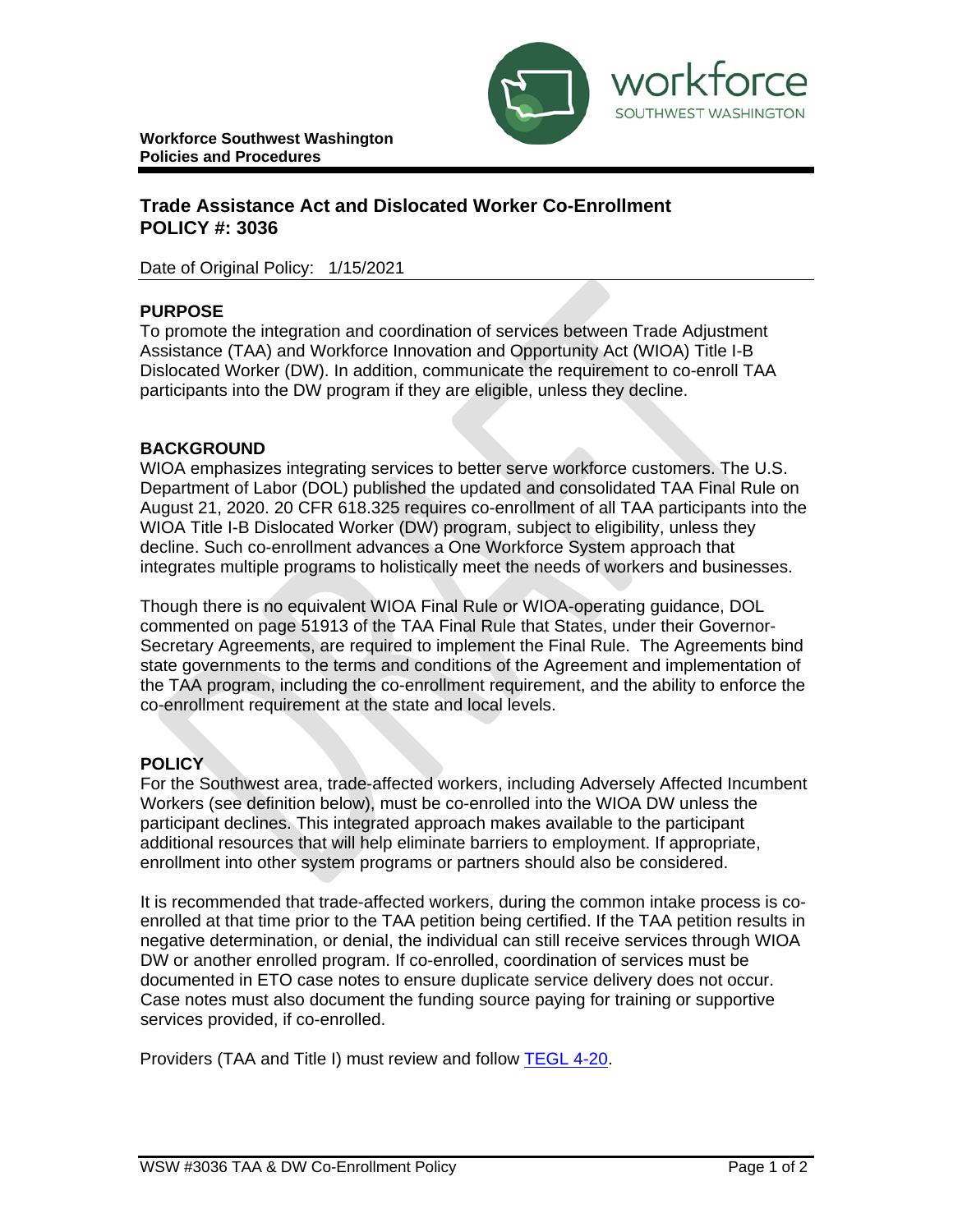**Workforce Southwest Washington**
**Policies and Procedures**

workforce
SOUTHWEST WASHINGTON

# Trade Assistance Act and Dislocated Worker Co-Enrollment
# POLICY #: 3036

Date of Original Policy: 1/15/2021

## PURPOSE

To promote the integration and coordination of services between Trade Adjustment Assistance (TAA) and Workforce Innovation and Opportunity Act (WIOA) Title I-B Dislocated Worker (DW). In addition, communicate the requirement to co-enroll TAA participants into the DW program if they are eligible, unless they decline.

## BACKGROUND

WIOA emphasizes integrating services to better serve workforce customers. The U.S. Department of Labor (DOL) published the updated and consolidated TAA Final Rule on August 21, 2020. 20 CFR 618.325 requires co-enrollment of all TAA participants into the WIOA Title I-B Dislocated Worker (DW) program, subject to eligibility, unless they decline. Such co-enrollment advances a One Workforce System approach that integrates multiple programs to holistically meet the needs of workers and businesses.

Though there is no equivalent WIOA Final Rule or WIOA-operating guidance, DOL commented on page 51913 of the TAA Final Rule that States, under their Governor-Secretary Agreements, are required to implement the Final Rule. The Agreements bind state governments to the terms and conditions of the Agreement and implementation of the TAA program, including the co-enrollment requirement, and the ability to enforce the co-enrollment requirement at the state and local levels.

## POLICY

For the Southwest area, trade-affected workers, including Adversely Affected Incumbent Workers (see definition below), must be co-enrolled into the WIOA DW unless the participant declines. This integrated approach makes available to the participant additional resources that will help eliminate barriers to employment. If appropriate, enrollment into other system programs or partners should also be considered.

It is recommended that trade-affected workers, during the common intake process is co-enrolled at that time prior to the TAA petition being certified. If the TAA petition results in negative determination, or denial, the individual can still receive services through WIOA DW or another enrolled program. If co-enrolled, coordination of services must be documented in ETO case notes to ensure duplicate service delivery does not occur. Case notes must also document the funding source paying for training or supportive services provided, if co-enrolled.

Providers (TAA and Title I) must review and follow TEGL 4-20.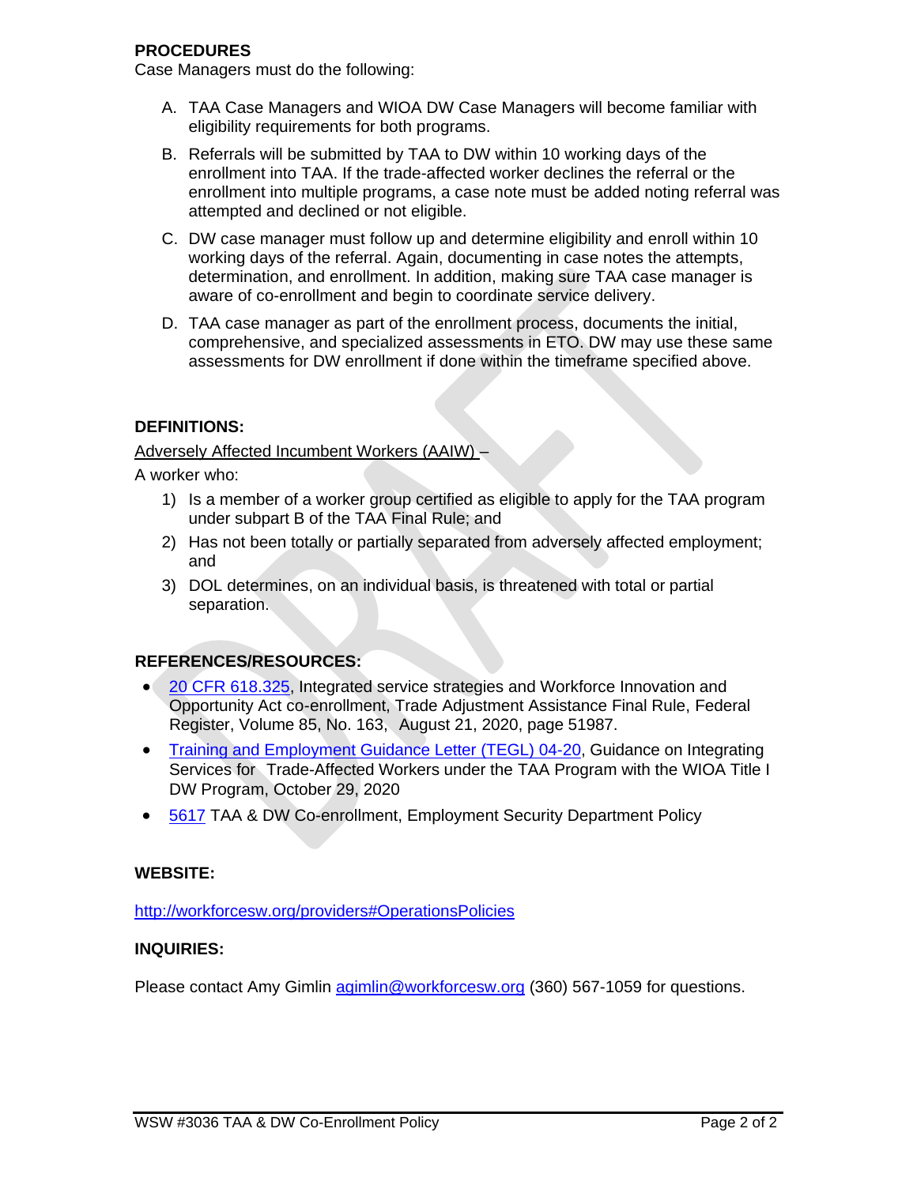**PROCEDURES**

Case Managers must do the following:

A. TAA Case Managers and WIOA DW Case Managers will become familiar with eligibility requirements for both programs.

B. Referrals will be submitted by TAA to DW within 10 working days of the enrollment into TAA. If the trade-affected worker declines the referral or the enrollment into multiple programs, a case note must be added noting referral was attempted and declined or not eligible.

C. DW case manager must follow up and determine eligibility and enroll within 10 working days of the referral. Again, documenting in case notes the attempts, determination, and enrollment. In addition, making sure TAA case manager is aware of co-enrollment and begin to coordinate service delivery.

D. TAA case manager as part of the enrollment process, documents the initial, comprehensive, and specialized assessments in ETO. DW may use these same assessments for DW enrollment if done within the timeframe specified above.

**DEFINITIONS:**

Adversely Affected Incumbent Workers (AAIW) –

A worker who:

1) Is a member of a worker group certified as eligible to apply for the TAA program under subpart B of the TAA Final Rule; and
2) Has not been totally or partially separated from adversely affected employment; and
3) DOL determines, on an individual basis, is threatened with total or partial separation.

**REFERENCES/RESOURCES:**

- 20 CFR 618.325, Integrated service strategies and Workforce Innovation and Opportunity Act co-enrollment, Trade Adjustment Assistance Final Rule, Federal Register, Volume 85, No. 163, August 21, 2020, page 51987.
- Training and Employment Guidance Letter (TEGL) 04-20, Guidance on Integrating Services for Trade-Affected Workers under the TAA Program with the WIOA Title I DW Program, October 29, 2020
- 5617 TAA & DW Co-enrollment, Employment Security Department Policy

**WEBSITE:**

http://workforcesw.org/providers#OperationsPolicies

**INQUIRIES:**

Please contact Amy Gimlin agimlin@workforcesw.org (360) 567-1059 for questions.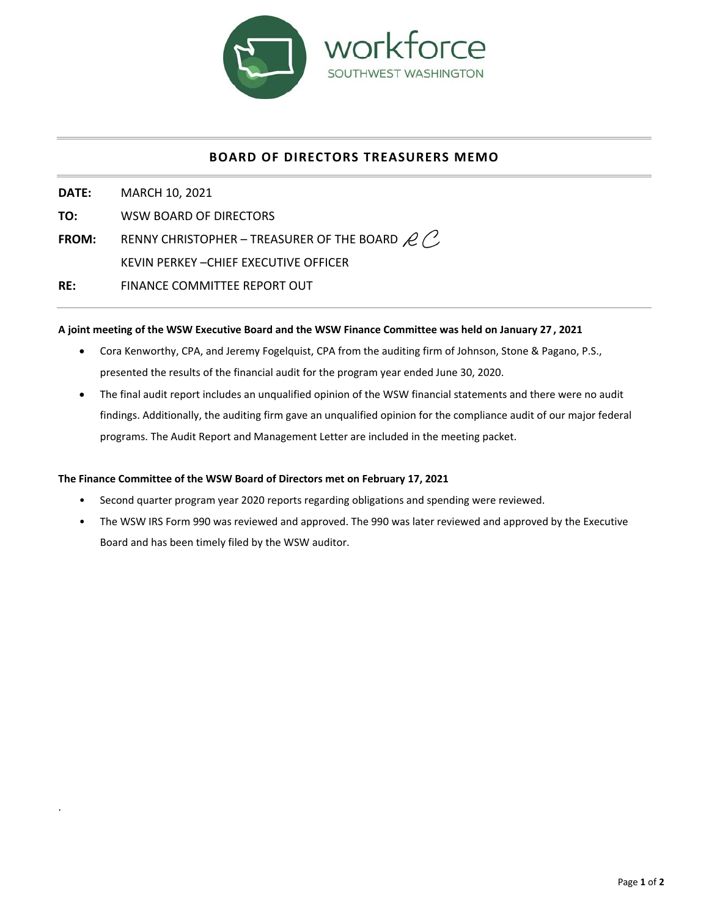workforce
SOUTHWEST WASHINGTON

## BOARD OF DIRECTORS TREASURERS MEMO

**DATE:** MARCH 10, 2021

**TO:** WSW BOARD OF DIRECTORS

**FROM:** RENNY CHRISTOPHER – TREASURER OF THE BOARD RC

KEVIN PERKEY –CHIEF EXECUTIVE OFFICER

**RE:** FINANCE COMMITTEE REPORT OUT

**A joint meeting of the WSW Executive Board and the WSW Finance Committee was held on January 27 , 2021**

- Cora Kenworthy, CPA, and Jeremy Fogelquist, CPA from the auditing firm of Johnson, Stone & Pagano, P.S., presented the results of the financial audit for the program year ended June 30, 2020.
- The final audit report includes an unqualified opinion of the WSW financial statements and there were no audit findings. Additionally, the auditing firm gave an unqualified opinion for the compliance audit of our major federal programs. The Audit Report and Management Letter are included in the meeting packet.

**The Finance Committee of the WSW Board of Directors met on February 17, 2021**

- Second quarter program year 2020 reports regarding obligations and spending were reviewed.
- The WSW IRS Form 990 was reviewed and approved. The 990 was later reviewed and approved by the Executive Board and has been timely filed by the WSW auditor.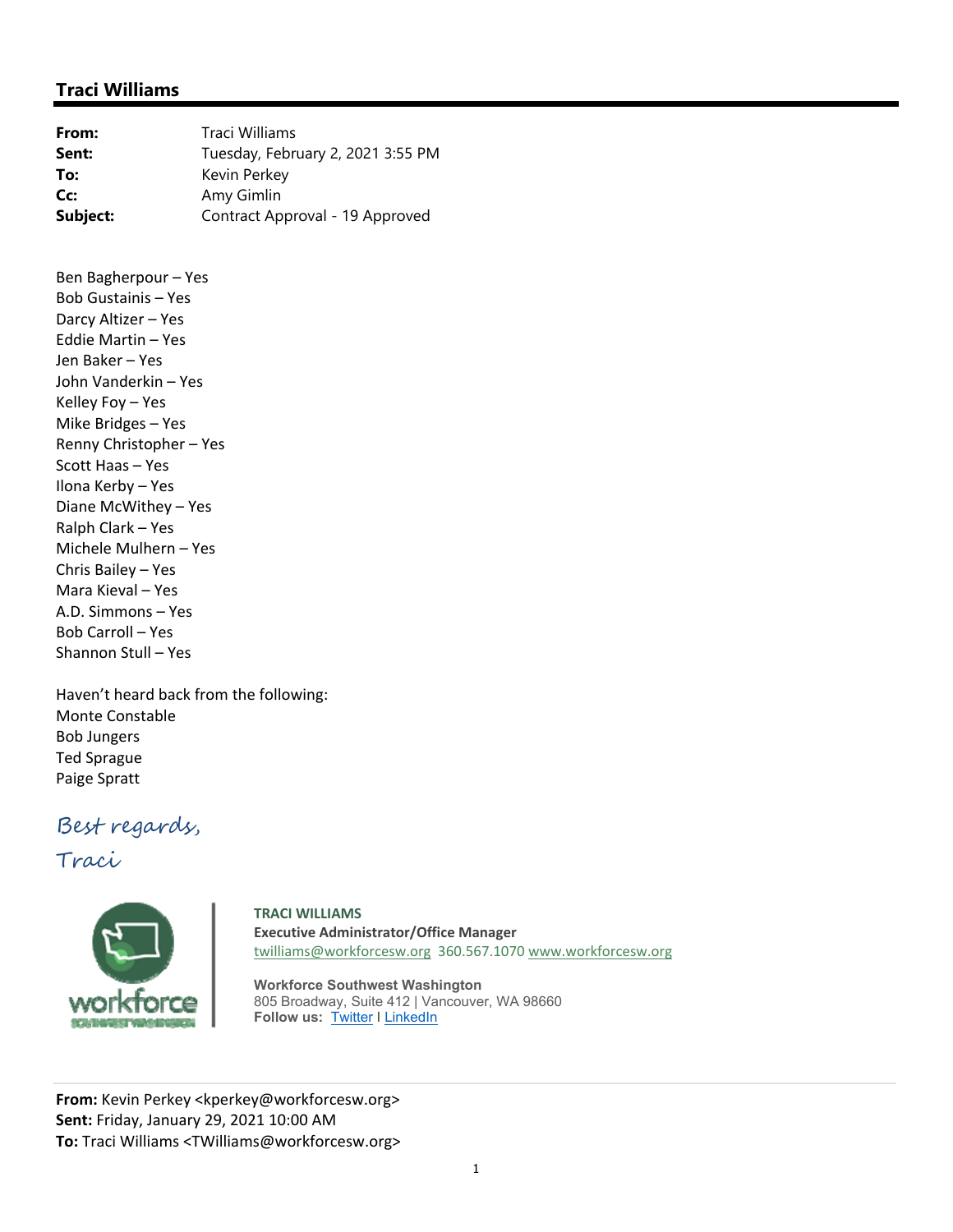## Traci Williams

**From:** Traci Williams
**Sent:** Tuesday, February 2, 2021 3:55 PM
**To:** Kevin Perkey
**Cc:** Amy Gimlin
**Subject:** Contract Approval - 19 Approved

Ben Bagherpour – Yes
Bob Gustainis – Yes
Darcy Altizer – Yes
Eddie Martin – Yes
Jen Baker – Yes
John Vanderkin – Yes
Kelley Foy – Yes
Mike Bridges – Yes
Renny Christopher – Yes
Scott Haas – Yes
Ilona Kerby – Yes
Diane McWithey – Yes
Ralph Clark – Yes
Michele Mulhern – Yes
Chris Bailey – Yes
Mara Kieval – Yes
A.D. Simmons – Yes
Bob Carroll – Yes
Shannon Stull – Yes

Haven't heard back from the following:
Monte Constable
Bob Jungers
Ted Sprague
Paige Spratt

*Best regards,*
*Traci*

**TRACI WILLIAMS**
**Executive Administrator/Office Manager**
twilliams@workforcesw.org 360.567.1070 www.workforcesw.org

**Workforce Southwest Washington**
805 Broadway, Suite 412 | Vancouver, WA 98660
**Follow us:** Twitter I LinkedIn

---

**From:** Kevin Perkey <kperkey@workforcesw.org>
**Sent:** Friday, January 29, 2021 10:00 AM
**To:** Traci Williams <TWilliams@workforcesw.org>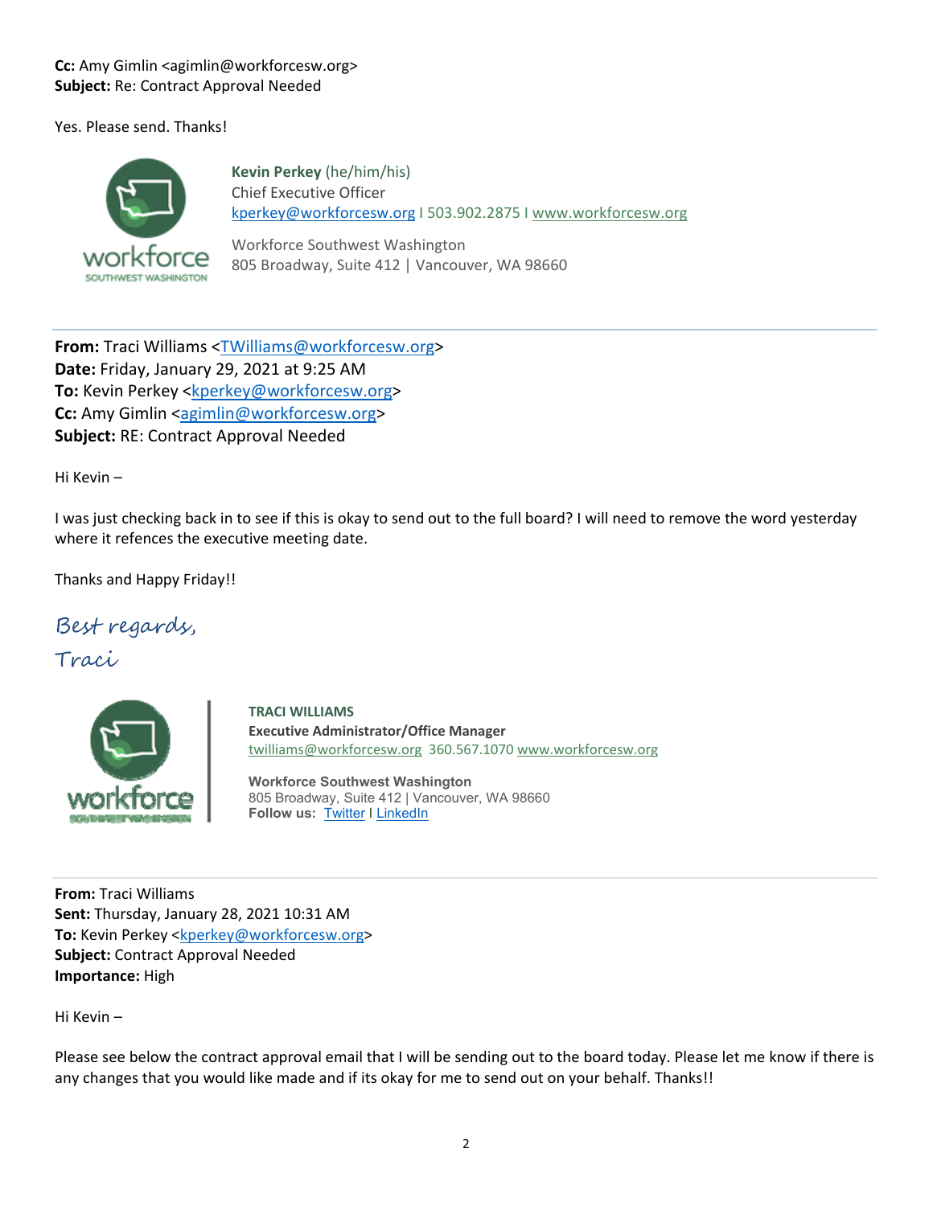**Cc:** Amy Gimlin <agimlin@workforcesw.org>
**Subject:** Re: Contract Approval Needed

Yes. Please send. Thanks!

**Kevin Perkey** (he/him/his)
Chief Executive Officer
kperkey@workforcesw.org I 503.902.2875 I www.workforcesw.org

Workforce Southwest Washington
805 Broadway, Suite 412 | Vancouver, WA 98660

---

**From:** Traci Williams <TWilliams@workforcesw.org>
**Date:** Friday, January 29, 2021 at 9:25 AM
**To:** Kevin Perkey <kperkey@workforcesw.org>
**Cc:** Amy Gimlin <agimlin@workforcesw.org>
**Subject:** RE: Contract Approval Needed

Hi Kevin –

I was just checking back in to see if this is okay to send out to the full board? I will need to remove the word yesterday where it refences the executive meeting date.

Thanks and Happy Friday!!

*Best regards,*
*Traci*

**TRACI WILLIAMS**
**Executive Administrator/Office Manager**
twilliams@workforcesw.org 360.567.1070 www.workforcesw.org

**Workforce Southwest Washington**
805 Broadway, Suite 412 | Vancouver, WA 98660
**Follow us:** Twitter I LinkedIn

---

**From:** Traci Williams
**Sent:** Thursday, January 28, 2021 10:31 AM
**To:** Kevin Perkey <kperkey@workforcesw.org>
**Subject:** Contract Approval Needed
**Importance:** High

Hi Kevin –

Please see below the contract approval email that I will be sending out to the board today. Please let me know if there is any changes that you would like made and if its okay for me to send out on your behalf. Thanks!!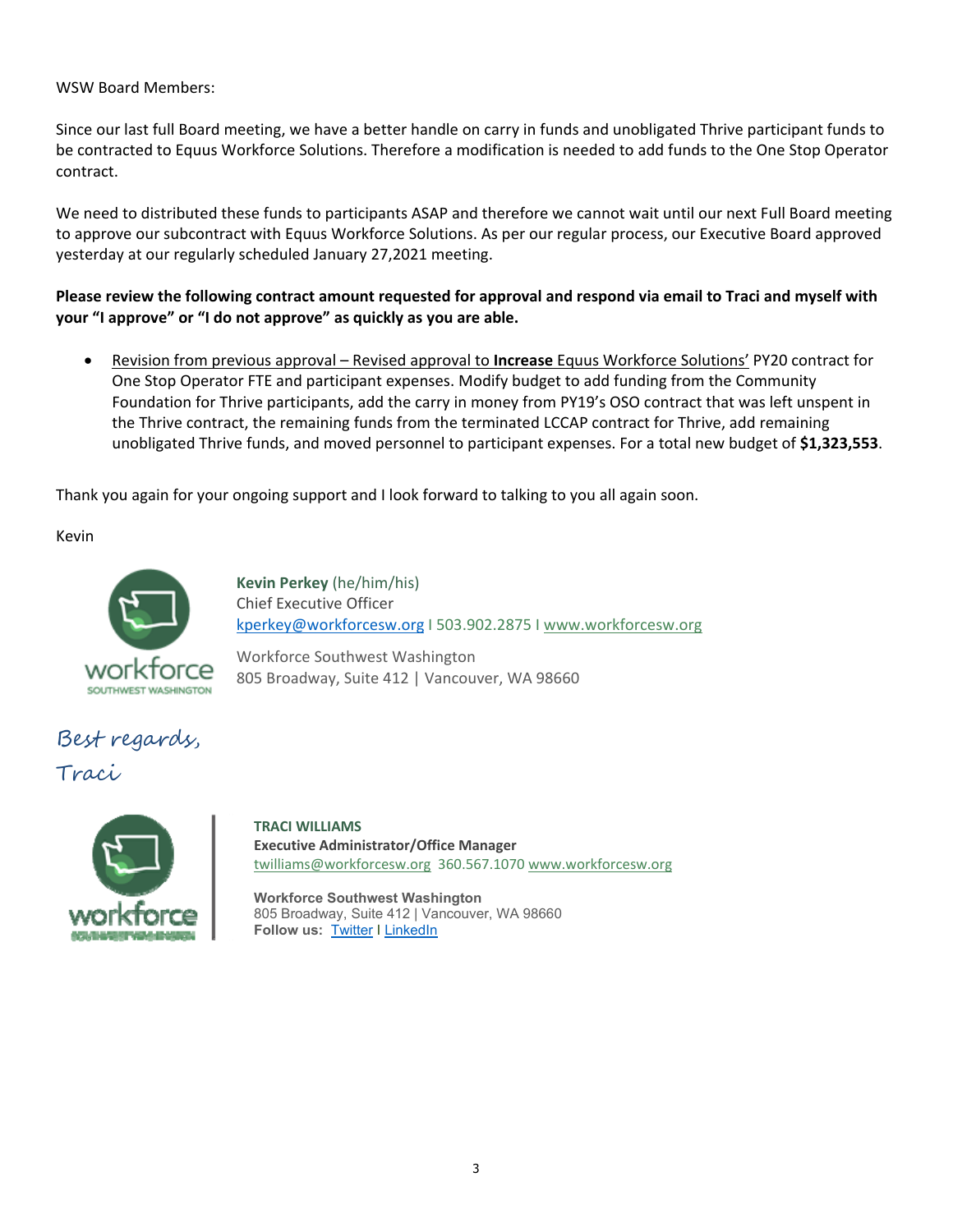WSW Board Members:

Since our last full Board meeting, we have a better handle on carry in funds and unobligated Thrive participant funds to be contracted to Equus Workforce Solutions. Therefore a modification is needed to add funds to the One Stop Operator contract.

We need to distributed these funds to participants ASAP and therefore we cannot wait until our next Full Board meeting to approve our subcontract with Equus Workforce Solutions. As per our regular process, our Executive Board approved yesterday at our regularly scheduled January 27,2021 meeting.

**Please review the following contract amount requested for approval and respond via email to Traci and myself with your "I approve" or "I do not approve" as quickly as you are able.**

- Revision from previous approval – Revised approval to **Increase** Equus Workforce Solutions' PY20 contract for One Stop Operator FTE and participant expenses. Modify budget to add funding from the Community Foundation for Thrive participants, add the carry in money from PY19's OSO contract that was left unspent in the Thrive contract, the remaining funds from the terminated LCCAP contract for Thrive, add remaining unobligated Thrive funds, and moved personnel to participant expenses. For a total new budget of **$1,323,553**.

Thank you again for your ongoing support and I look forward to talking to you all again soon.

Kevin

workforce
SOUTHWEST WASHINGTON

**Kevin Perkey** (he/him/his)
Chief Executive Officer
kperkey@workforcesw.org I 503.902.2875 I www.workforcesw.org

Workforce Southwest Washington
805 Broadway, Suite 412 | Vancouver, WA 98660

*Best regards,*
*Traci*

workforce
SOUTHWEST WASHINGTON

**TRACI WILLIAMS**
**Executive Administrator/Office Manager**
twilliams@workforcesw.org 360.567.1070 www.workforcesw.org

**Workforce Southwest Washington**
805 Broadway, Suite 412 | Vancouver, WA 98660
**Follow us:** Twitter I LinkedIn